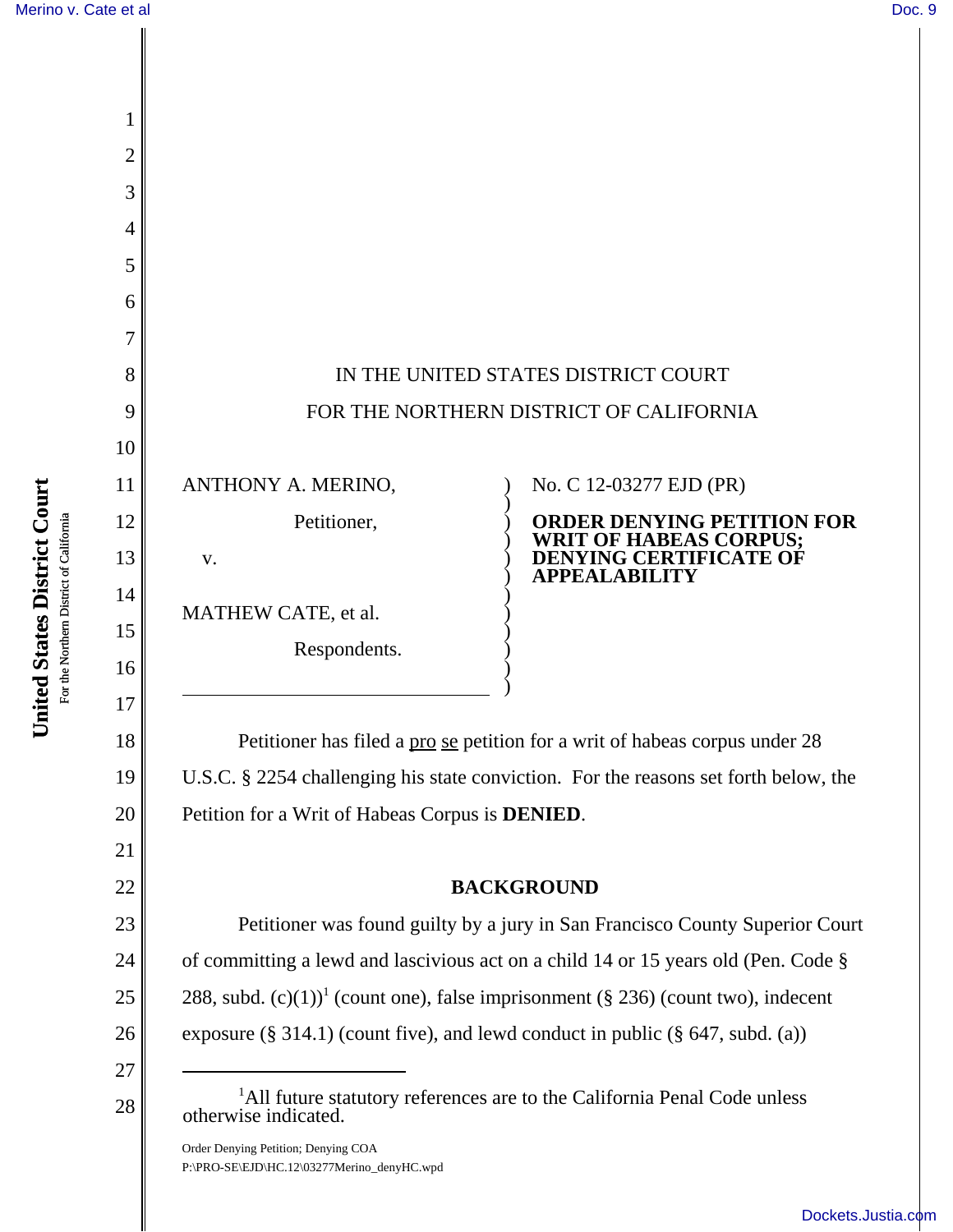IN THE UNITED STATES DISTRICT COURT

FOR THE NORTHERN DISTRICT OF CALIFORNIA

ANTHONY A. MERINO,

Petitioner,

v.

MATHEW CATE, et al.

Respondents.

No. C 12-03277 EJD (PR)

**ORDER DENYING PETITION FOR WRIT OF HABEAS CORPUS; DENYING CERTIFICATE OF APPEALABILITY**

Petitioner has filed a pro se petition for a writ of habeas corpus under 28 U.S.C. § 2254 challenging his state conviction. For the reasons set forth below, the Petition for a Writ of Habeas Corpus is **DENIED**.

## BACKGROUND

Petitioner was found guilty by a jury in San Francisco County Superior Court of committing a lewd and lascivious act on a child 14 or 15 years old (Pen. Code § 288, subd. (c)(1))[1] (count one), false imprisonment (§ 236) (count two), indecent exposure (§ 314.1) (count five), and lewd conduct in public (§ 647, subd. (a))

[1] All future statutory references are to the California Penal Code unless otherwise indicated.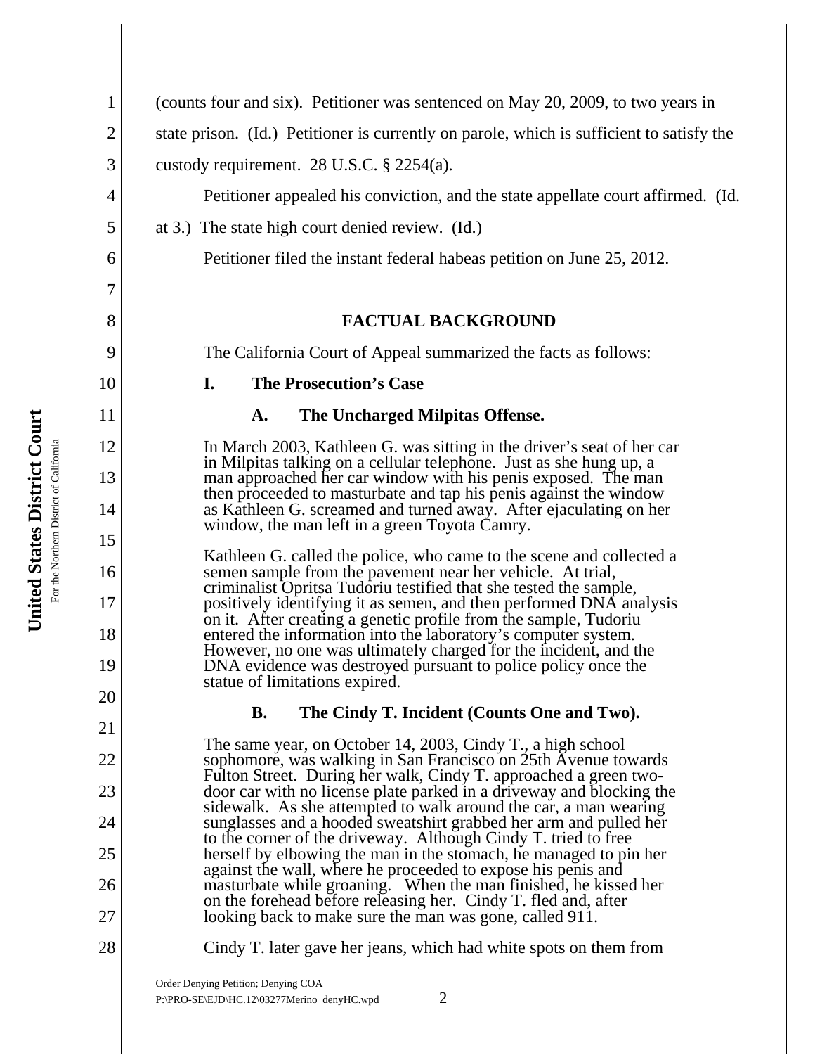(counts four and six). Petitioner was sentenced on May 20, 2009, to two years in state prison. (Id.) Petitioner is currently on parole, which is sufficient to satisfy the custody requirement. 28 U.S.C. § 2254(a).

Petitioner appealed his conviction, and the state appellate court affirmed. (Id. at 3.) The state high court denied review. (Id.)

Petitioner filed the instant federal habeas petition on June 25, 2012.

## FACTUAL BACKGROUND

The California Court of Appeal summarized the facts as follows:

> **I. The Prosecution's Case**
>
> **A. The Uncharged Milpitas Offense.**
>
> In March 2003, Kathleen G. was sitting in the driver's seat of her car in Milpitas talking on a cellular telephone. Just as she hung up, a man approached her car window with his penis exposed. The man then proceeded to masturbate and tap his penis against the window as Kathleen G. screamed and turned away. After ejaculating on her window, the man left in a green Toyota Camry.
>
> Kathleen G. called the police, who came to the scene and collected a semen sample from the pavement near her vehicle. At trial, criminalist Opritsa Tudoriu testified that she tested the sample, positively identifying it as semen, and then performed DNA analysis on it. After creating a genetic profile from the sample, Tudoriu entered the information into the laboratory's computer system. However, no one was ultimately charged for the incident, and the DNA evidence was destroyed pursuant to police policy once the statue of limitations expired.
>
> **B. The Cindy T. Incident (Counts One and Two).**
>
> The same year, on October 14, 2003, Cindy T., a high school sophomore, was walking in San Francisco on 25th Avenue towards Fulton Street. During her walk, Cindy T. approached a green two-door car with no license plate parked in a driveway and blocking the sidewalk. As she attempted to walk around the car, a man wearing sunglasses and a hooded sweatshirt grabbed her arm and pulled her to the corner of the driveway. Although Cindy T. tried to free herself by elbowing the man in the stomach, he managed to pin her against the wall, where he proceeded to expose his penis and masturbate while groaning. When the man finished, he kissed her on the forehead before releasing her. Cindy T. fled and, after looking back to make sure the man was gone, called 911.
>
> Cindy T. later gave her jeans, which had white spots on them from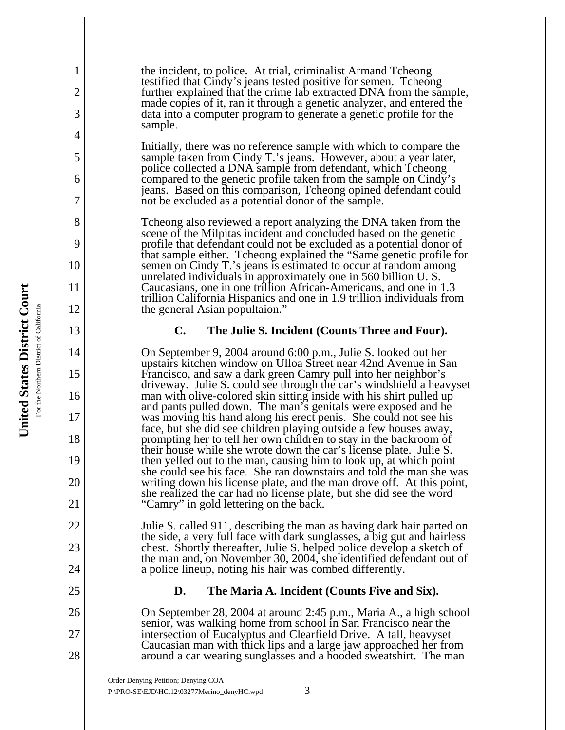the incident, to police. At trial, criminalist Armand Tcheong testified that Cindy's jeans tested positive for semen. Tcheong further explained that the crime lab extracted DNA from the sample, made copies of it, ran it through a genetic analyzer, and entered the data into a computer program to generate a genetic profile for the sample.

Initially, there was no reference sample with which to compare the sample taken from Cindy T.'s jeans. However, about a year later, police collected a DNA sample from defendant, which Tcheong compared to the genetic profile taken from the sample on Cindy's jeans. Based on this comparison, Tcheong opined defendant could not be excluded as a potential donor of the sample.

Tcheong also reviewed a report analyzing the DNA taken from the scene of the Milpitas incident and concluded based on the genetic profile that defendant could not be excluded as a potential donor of that sample either. Tcheong explained the "Same genetic profile for semen on Cindy T.'s jeans is estimated to occur at random among unrelated individuals in approximately one in 560 billion U. S. Caucasians, one in one trillion African-Americans, and one in 1.3 trillion California Hispanics and one in 1.9 trillion individuals from the general Asian popultaion."

### C. The Julie S. Incident (Counts Three and Four).

On September 9, 2004 around 6:00 p.m., Julie S. looked out her upstairs kitchen window on Ulloa Street near 42nd Avenue in San Francisco, and saw a dark green Camry pull into her neighbor's driveway. Julie S. could see through the car's windshield a heavyset man with olive-colored skin sitting inside with his shirt pulled up and pants pulled down. The man's genitals were exposed and he was moving his hand along his erect penis. She could not see his face, but she did see children playing outside a few houses away, prompting her to tell her own children to stay in the backroom of their house while she wrote down the car's license plate. Julie S. then yelled out to the man, causing him to look up, at which point she could see his face. She ran downstairs and told the man she was writing down his license plate, and the man drove off. At this point, she realized the car had no license plate, but she did see the word "Camry" in gold lettering on the back.

Julie S. called 911, describing the man as having dark hair parted on the side, a very full face with dark sunglasses, a big gut and hairless chest. Shortly thereafter, Julie S. helped police develop a sketch of the man and, on November 30, 2004, she identified defendant out of a police lineup, noting his hair was combed differently.

### D. The Maria A. Incident (Counts Five and Six).

On September 28, 2004 at around 2:45 p.m., Maria A., a high school senior, was walking home from school in San Francisco near the intersection of Eucalyptus and Clearfield Drive. A tall, heavyset Caucasian man with thick lips and a large jaw approached her from around a car wearing sunglasses and a hooded sweatshirt. The man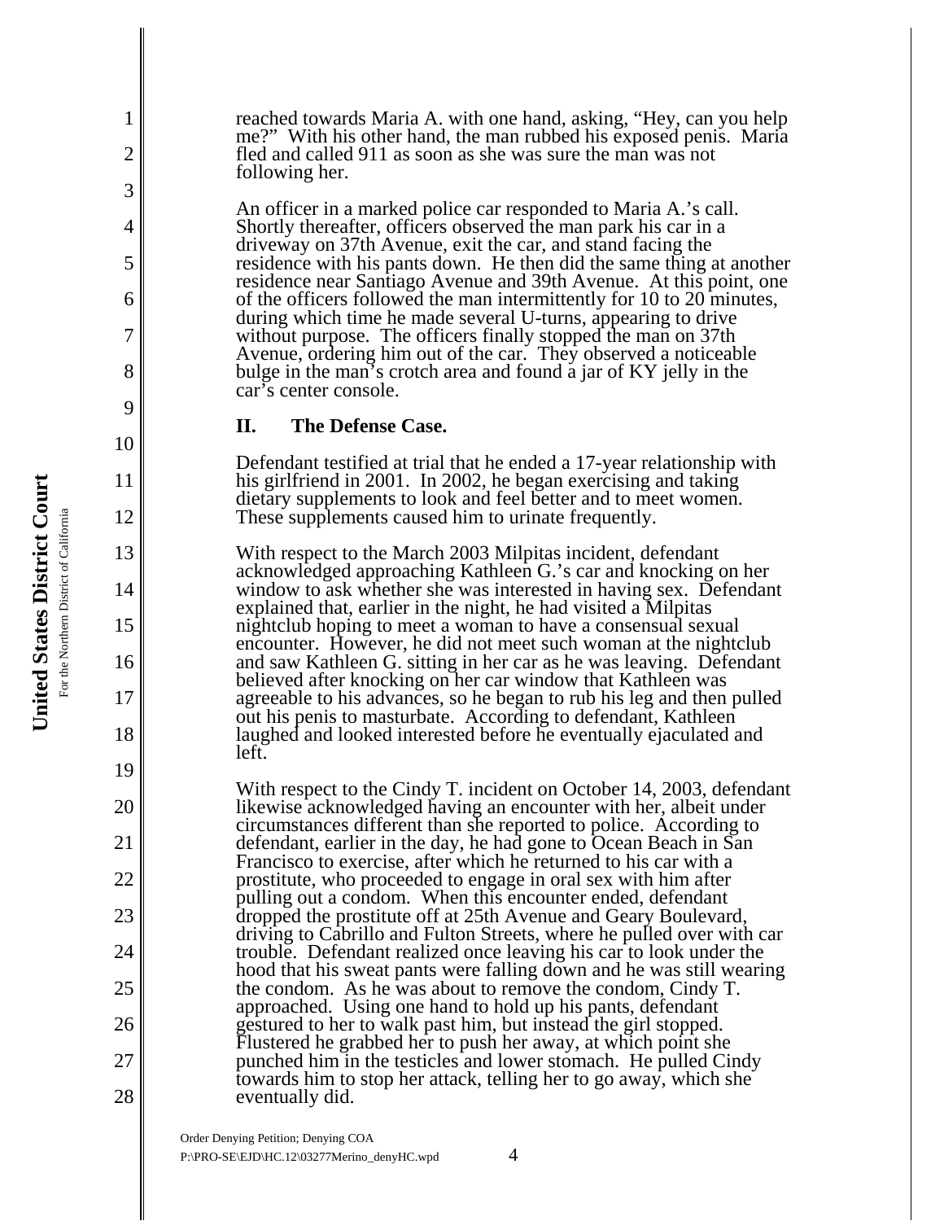reached towards Maria A. with one hand, asking, "Hey, can you help me?" With his other hand, the man rubbed his exposed penis. Maria fled and called 911 as soon as she was sure the man was not following her.

An officer in a marked police car responded to Maria A.'s call. Shortly thereafter, officers observed the man park his car in a driveway on 37th Avenue, exit the car, and stand facing the residence with his pants down. He then did the same thing at another residence near Santiago Avenue and 39th Avenue. At this point, one of the officers followed the man intermittently for 10 to 20 minutes, during which time he made several U-turns, appearing to drive without purpose. The officers finally stopped the man on 37th Avenue, ordering him out of the car. They observed a noticeable bulge in the man's crotch area and found a jar of KY jelly in the car's center console.

## II. The Defense Case.

Defendant testified at trial that he ended a 17-year relationship with his girlfriend in 2001. In 2002, he began exercising and taking dietary supplements to look and feel better and to meet women. These supplements caused him to urinate frequently.

With respect to the March 2003 Milpitas incident, defendant acknowledged approaching Kathleen G.'s car and knocking on her window to ask whether she was interested in having sex. Defendant explained that, earlier in the night, he had visited a Milpitas nightclub hoping to meet a woman to have a consensual sexual encounter. However, he did not meet such woman at the nightclub and saw Kathleen G. sitting in her car as he was leaving. Defendant believed after knocking on her car window that Kathleen was agreeable to his advances, so he began to rub his leg and then pulled out his penis to masturbate. According to defendant, Kathleen laughed and looked interested before he eventually ejaculated and left.

With respect to the Cindy T. incident on October 14, 2003, defendant likewise acknowledged having an encounter with her, albeit under circumstances different than she reported to police. According to defendant, earlier in the day, he had gone to Ocean Beach in San Francisco to exercise, after which he returned to his car with a prostitute, who proceeded to engage in oral sex with him after pulling out a condom. When this encounter ended, defendant dropped the prostitute off at 25th Avenue and Geary Boulevard, driving to Cabrillo and Fulton Streets, where he pulled over with car trouble. Defendant realized once leaving his car to look under the hood that his sweat pants were falling down and he was still wearing the condom. As he was about to remove the condom, Cindy T. approached. Using one hand to hold up his pants, defendant gestured to her to walk past him, but instead the girl stopped. Flustered he grabbed her to push her away, at which point she punched him in the testicles and lower stomach. He pulled Cindy towards him to stop her attack, telling her to go away, which she eventually did.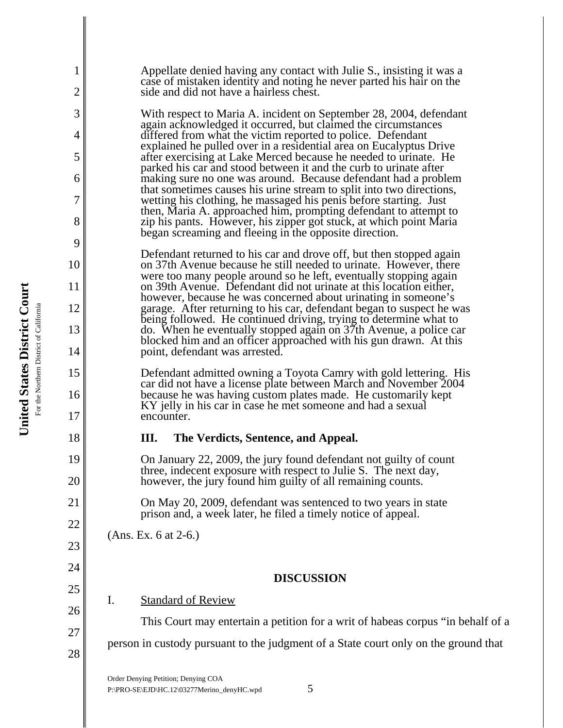Appellate denied having any contact with Julie S., insisting it was a case of mistaken identity and noting he never parted his hair on the side and did not have a hairless chest.

With respect to Maria A. incident on September 28, 2004, defendant again acknowledged it occurred, but claimed the circumstances differed from what the victim reported to police. Defendant explained he pulled over in a residential area on Eucalyptus Drive after exercising at Lake Merced because he needed to urinate. He parked his car and stood between it and the curb to urinate after making sure no one was around. Because defendant had a problem that sometimes causes his urine stream to split into two directions, wetting his clothing, he massaged his penis before starting. Just then, Maria A. approached him, prompting defendant to attempt to zip his pants. However, his zipper got stuck, at which point Maria began screaming and fleeing in the opposite direction.

Defendant returned to his car and drove off, but then stopped again on 37th Avenue because he still needed to urinate. However, there were too many people around so he left, eventually stopping again on 39th Avenue. Defendant did not urinate at this location either, however, because he was concerned about urinating in someone's garage. After returning to his car, defendant began to suspect he was being followed. He continued driving, trying to determine what to do. When he eventually stopped again on 37th Avenue, a police car blocked him and an officer approached with his gun drawn. At this point, defendant was arrested.

Defendant admitted owning a Toyota Camry with gold lettering. His car did not have a license plate between March and November 2004 because he was having custom plates made. He customarily kept KY jelly in his car in case he met someone and had a sexual encounter.

**III. The Verdicts, Sentence, and Appeal.**

On January 22, 2009, the jury found defendant not guilty of count three, indecent exposure with respect to Julie S. The next day, however, the jury found him guilty of all remaining counts.

On May 20, 2009, defendant was sentenced to two years in state prison and, a week later, he filed a timely notice of appeal.

(Ans. Ex. 6 at 2-6.)

## DISCUSSION

### I. Standard of Review

This Court may entertain a petition for a writ of habeas corpus "in behalf of a person in custody pursuant to the judgment of a State court only on the ground that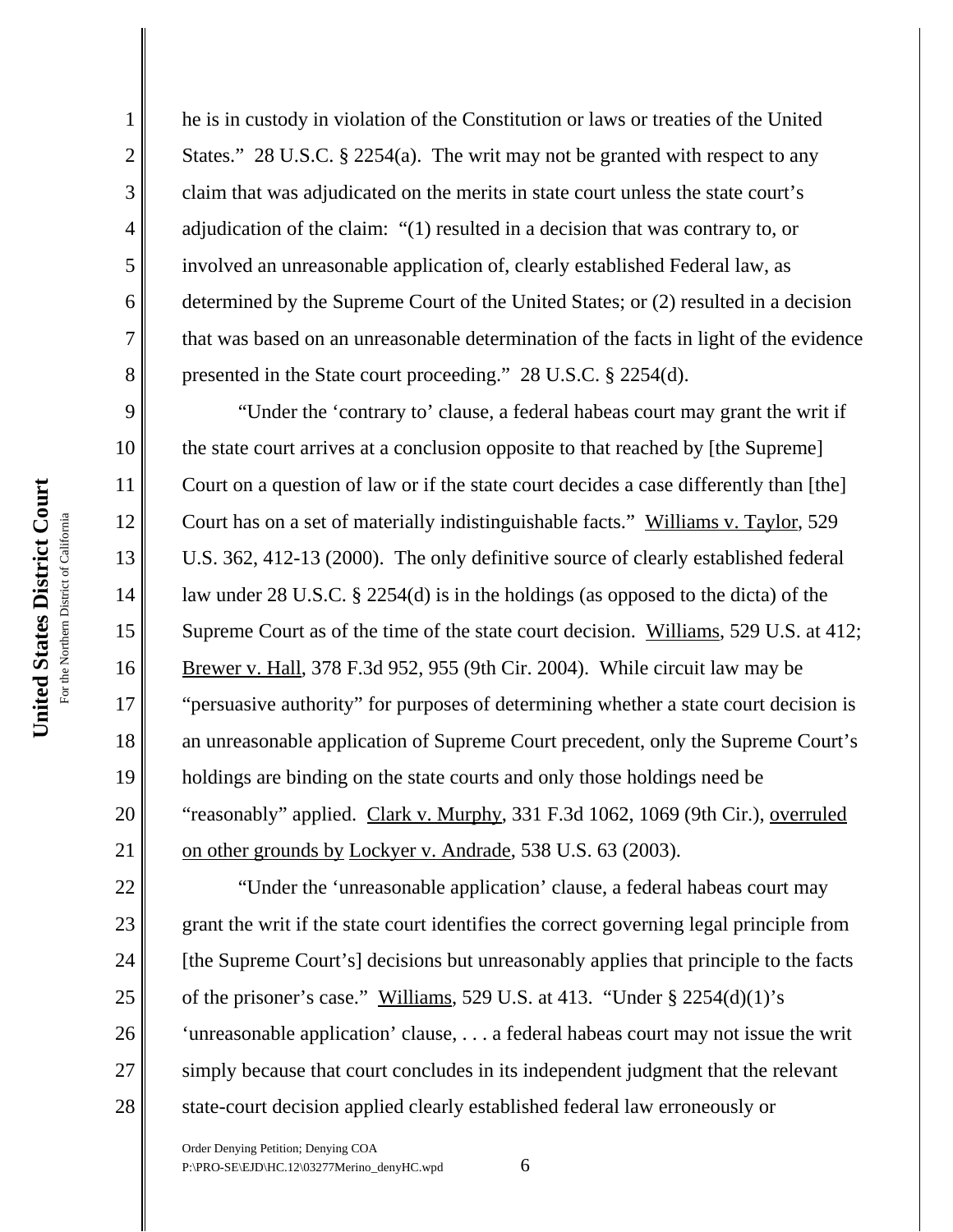he is in custody in violation of the Constitution or laws or treaties of the United States." 28 U.S.C. § 2254(a). The writ may not be granted with respect to any claim that was adjudicated on the merits in state court unless the state court's adjudication of the claim: "(1) resulted in a decision that was contrary to, or involved an unreasonable application of, clearly established Federal law, as determined by the Supreme Court of the United States; or (2) resulted in a decision that was based on an unreasonable determination of the facts in light of the evidence presented in the State court proceeding." 28 U.S.C. § 2254(d).

"Under the 'contrary to' clause, a federal habeas court may grant the writ if the state court arrives at a conclusion opposite to that reached by [the Supreme] Court on a question of law or if the state court decides a case differently than [the] Court has on a set of materially indistinguishable facts." Williams v. Taylor, 529 U.S. 362, 412-13 (2000). The only definitive source of clearly established federal law under 28 U.S.C. § 2254(d) is in the holdings (as opposed to the dicta) of the Supreme Court as of the time of the state court decision. Williams, 529 U.S. at 412; Brewer v. Hall, 378 F.3d 952, 955 (9th Cir. 2004). While circuit law may be "persuasive authority" for purposes of determining whether a state court decision is an unreasonable application of Supreme Court precedent, only the Supreme Court's holdings are binding on the state courts and only those holdings need be "reasonably" applied. Clark v. Murphy, 331 F.3d 1062, 1069 (9th Cir.), overruled on other grounds by Lockyer v. Andrade, 538 U.S. 63 (2003).

"Under the 'unreasonable application' clause, a federal habeas court may grant the writ if the state court identifies the correct governing legal principle from [the Supreme Court's] decisions but unreasonably applies that principle to the facts of the prisoner's case." Williams, 529 U.S. at 413. "Under § 2254(d)(1)'s 'unreasonable application' clause, . . . a federal habeas court may not issue the writ simply because that court concludes in its independent judgment that the relevant state-court decision applied clearly established federal law erroneously or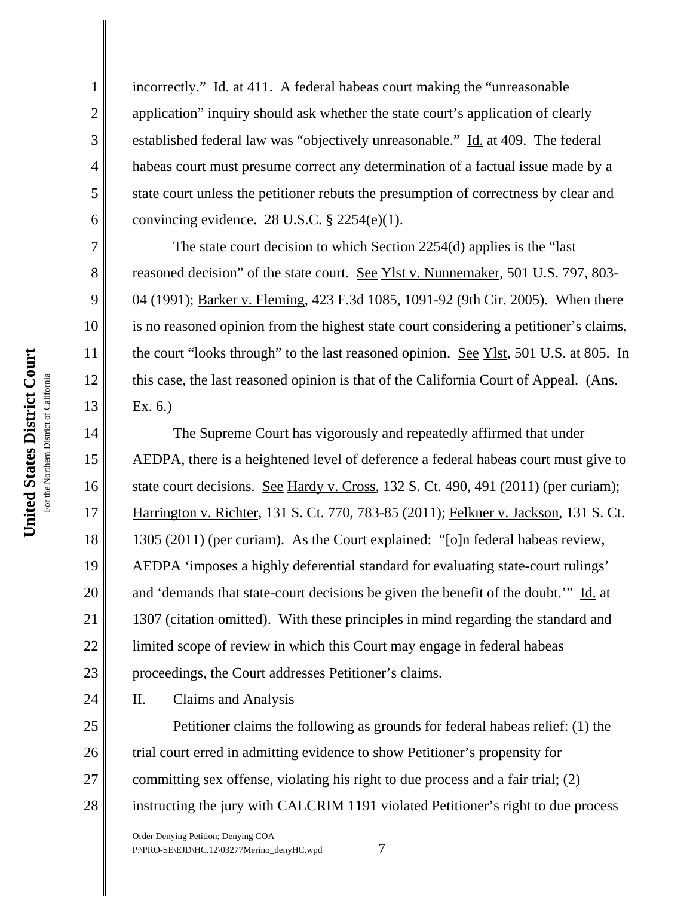incorrectly." Id. at 411. A federal habeas court making the "unreasonable application" inquiry should ask whether the state court's application of clearly established federal law was "objectively unreasonable." Id. at 409. The federal habeas court must presume correct any determination of a factual issue made by a state court unless the petitioner rebuts the presumption of correctness by clear and convincing evidence. 28 U.S.C. § 2254(e)(1).

The state court decision to which Section 2254(d) applies is the "last reasoned decision" of the state court. See Ylst v. Nunnemaker, 501 U.S. 797, 803-04 (1991); Barker v. Fleming, 423 F.3d 1085, 1091-92 (9th Cir. 2005). When there is no reasoned opinion from the highest state court considering a petitioner's claims, the court "looks through" to the last reasoned opinion. See Ylst, 501 U.S. at 805. In this case, the last reasoned opinion is that of the California Court of Appeal. (Ans. Ex. 6.)

The Supreme Court has vigorously and repeatedly affirmed that under AEDPA, there is a heightened level of deference a federal habeas court must give to state court decisions. See Hardy v. Cross, 132 S. Ct. 490, 491 (2011) (per curiam); Harrington v. Richter, 131 S. Ct. 770, 783-85 (2011); Felkner v. Jackson, 131 S. Ct. 1305 (2011) (per curiam). As the Court explained: "[o]n federal habeas review, AEDPA 'imposes a highly deferential standard for evaluating state-court rulings' and 'demands that state-court decisions be given the benefit of the doubt.'" Id. at 1307 (citation omitted). With these principles in mind regarding the standard and limited scope of review in which this Court may engage in federal habeas proceedings, the Court addresses Petitioner's claims.

## II. Claims and Analysis

Petitioner claims the following as grounds for federal habeas relief: (1) the trial court erred in admitting evidence to show Petitioner's propensity for committing sex offense, violating his right to due process and a fair trial; (2) instructing the jury with CALCRIM 1191 violated Petitioner's right to due process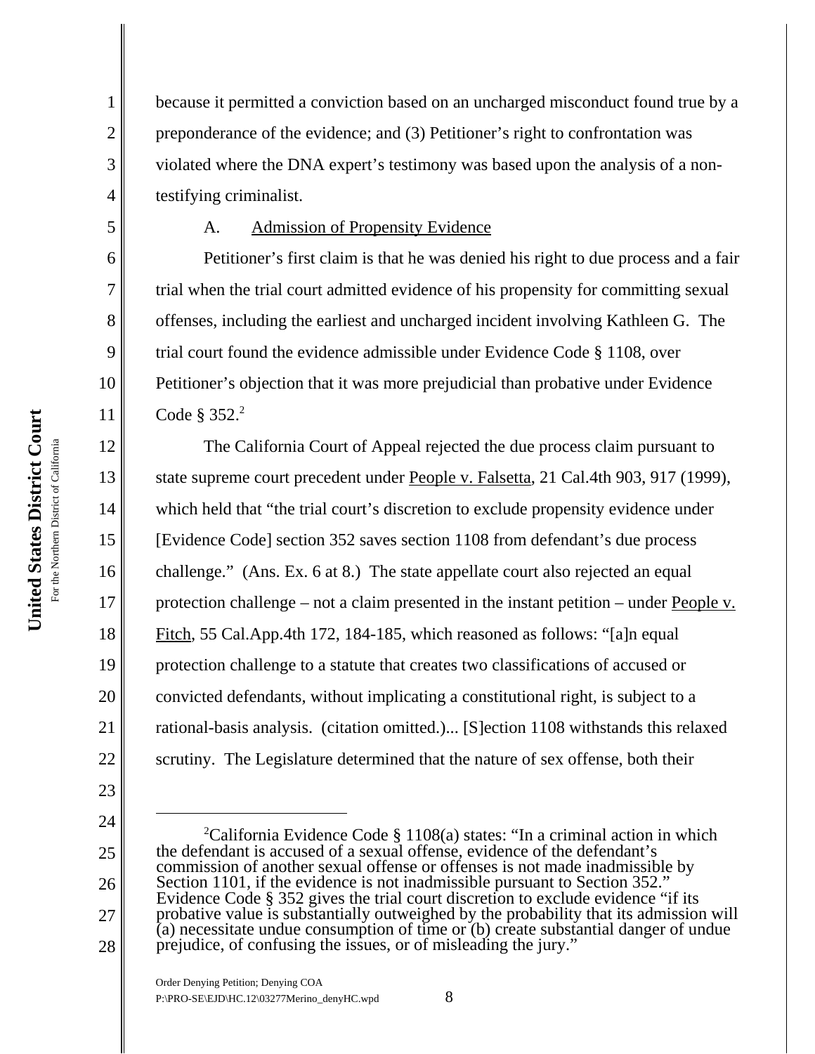because it permitted a conviction based on an uncharged misconduct found true by a preponderance of the evidence; and (3) Petitioner's right to confrontation was violated where the DNA expert's testimony was based upon the analysis of a non-testifying criminalist.

A. Admission of Propensity Evidence

Petitioner's first claim is that he was denied his right to due process and a fair trial when the trial court admitted evidence of his propensity for committing sexual offenses, including the earliest and uncharged incident involving Kathleen G. The trial court found the evidence admissible under Evidence Code § 1108, over Petitioner's objection that it was more prejudicial than probative under Evidence Code § 352.[2]

The California Court of Appeal rejected the due process claim pursuant to state supreme court precedent under People v. Falsetta, 21 Cal.4th 903, 917 (1999), which held that "the trial court's discretion to exclude propensity evidence under [Evidence Code] section 352 saves section 1108 from defendant's due process challenge." (Ans. Ex. 6 at 8.) The state appellate court also rejected an equal protection challenge – not a claim presented in the instant petition – under People v. Fitch, 55 Cal.App.4th 172, 184-185, which reasoned as follows: "[a]n equal protection challenge to a statute that creates two classifications of accused or convicted defendants, without implicating a constitutional right, is subject to a rational-basis analysis. (citation omitted.)... [S]ection 1108 withstands this relaxed scrutiny. The Legislature determined that the nature of sex offense, both their

---

[2]California Evidence Code § 1108(a) states: "In a criminal action in which the defendant is accused of a sexual offense, evidence of the defendant's commission of another sexual offense or offenses is not made inadmissible by Section 1101, if the evidence is not inadmissible pursuant to Section 352." Evidence Code § 352 gives the trial court discretion to exclude evidence "if its probative value is substantially outweighed by the probability that its admission will (a) necessitate undue consumption of time or (b) create substantial danger of undue prejudice, of confusing the issues, or of misleading the jury."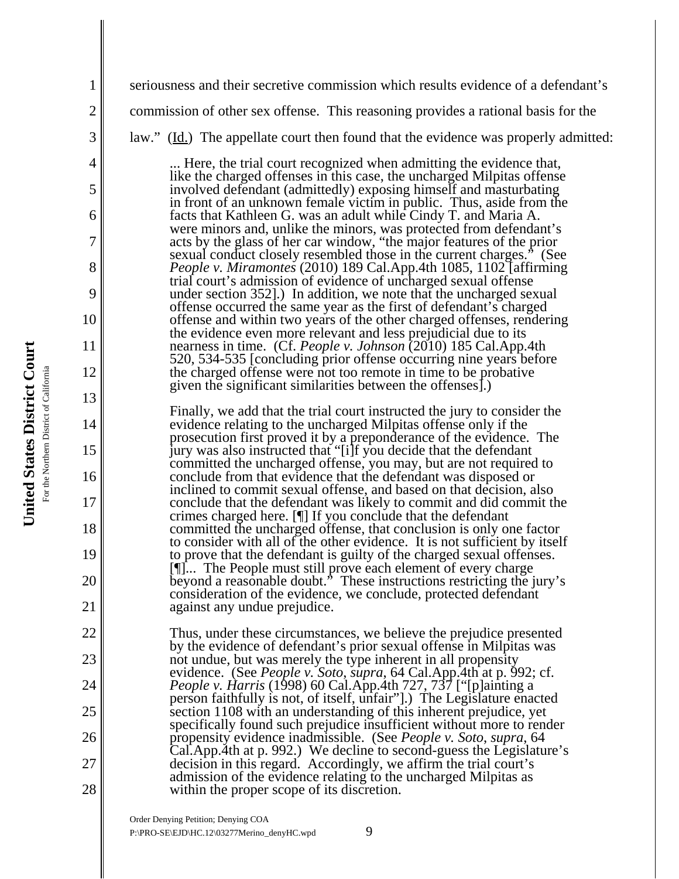seriousness and their secretive commission which results evidence of a defendant's commission of other sex offense. This reasoning provides a rational basis for the law." (Id.) The appellate court then found that the evidence was properly admitted:

> ... Here, the trial court recognized when admitting the evidence that, like the charged offenses in this case, the uncharged Milpitas offense involved defendant (admittedly) exposing himself and masturbating in front of an unknown female victim in public. Thus, aside from the facts that Kathleen G. was an adult while Cindy T. and Maria A. were minors and, unlike the minors, was protected from defendant's acts by the glass of her car window, "the major features of the prior sexual conduct closely resembled those in the current charges." (See *People v. Miramontes* (2010) 189 Cal.App.4th 1085, 1102 [affirming trial court's admission of evidence of uncharged sexual offense under section 352].) In addition, we note that the uncharged sexual offense occurred the same year as the first of defendant's charged offense and within two years of the other charged offenses, rendering the evidence even more relevant and less prejudicial due to its nearness in time. (Cf. *People v. Johnson* (2010) 185 Cal.App.4th 520, 534-535 [concluding prior offense occurring nine years before the charged offense were not too remote in time to be probative given the significant similarities between the offenses].)
>
> Finally, we add that the trial court instructed the jury to consider the evidence relating to the uncharged Milpitas offense only if the prosecution first proved it by a preponderance of the evidence. The jury was also instructed that "[i]f you decide that the defendant committed the uncharged offense, you may, but are not required to conclude from that evidence that the defendant was disposed or inclined to commit sexual offense, and based on that decision, also conclude that the defendant was likely to commit and did commit the crimes charged here. [¶] If you conclude that the defendant committed the uncharged offense, that conclusion is only one factor to consider with all of the other evidence. It is not sufficient by itself to prove that the defendant is guilty of the charged sexual offenses. [¶]... The People must still prove each element of every charge beyond a reasonable doubt." These instructions restricting the jury's consideration of the evidence, we conclude, protected defendant against any undue prejudice.
>
> Thus, under these circumstances, we believe the prejudice presented by the evidence of defendant's prior sexual offense in Milpitas was not undue, but was merely the type inherent in all propensity evidence. (See *People v. Soto*, *supra*, 64 Cal.App.4th at p. 992; cf. *People v. Harris* (1998) 60 Cal.App.4th 727, 737 ["[p]ainting a person faithfully is not, of itself, unfair"].) The Legislature enacted section 1108 with an understanding of this inherent prejudice, yet specifically found such prejudice insufficient without more to render propensity evidence inadmissible. (See *People v. Soto*, *supra*, 64 Cal.App.4th at p. 992.) We decline to second-guess the Legislature's decision in this regard. Accordingly, we affirm the trial court's admission of the evidence relating to the uncharged Milpitas as within the proper scope of its discretion.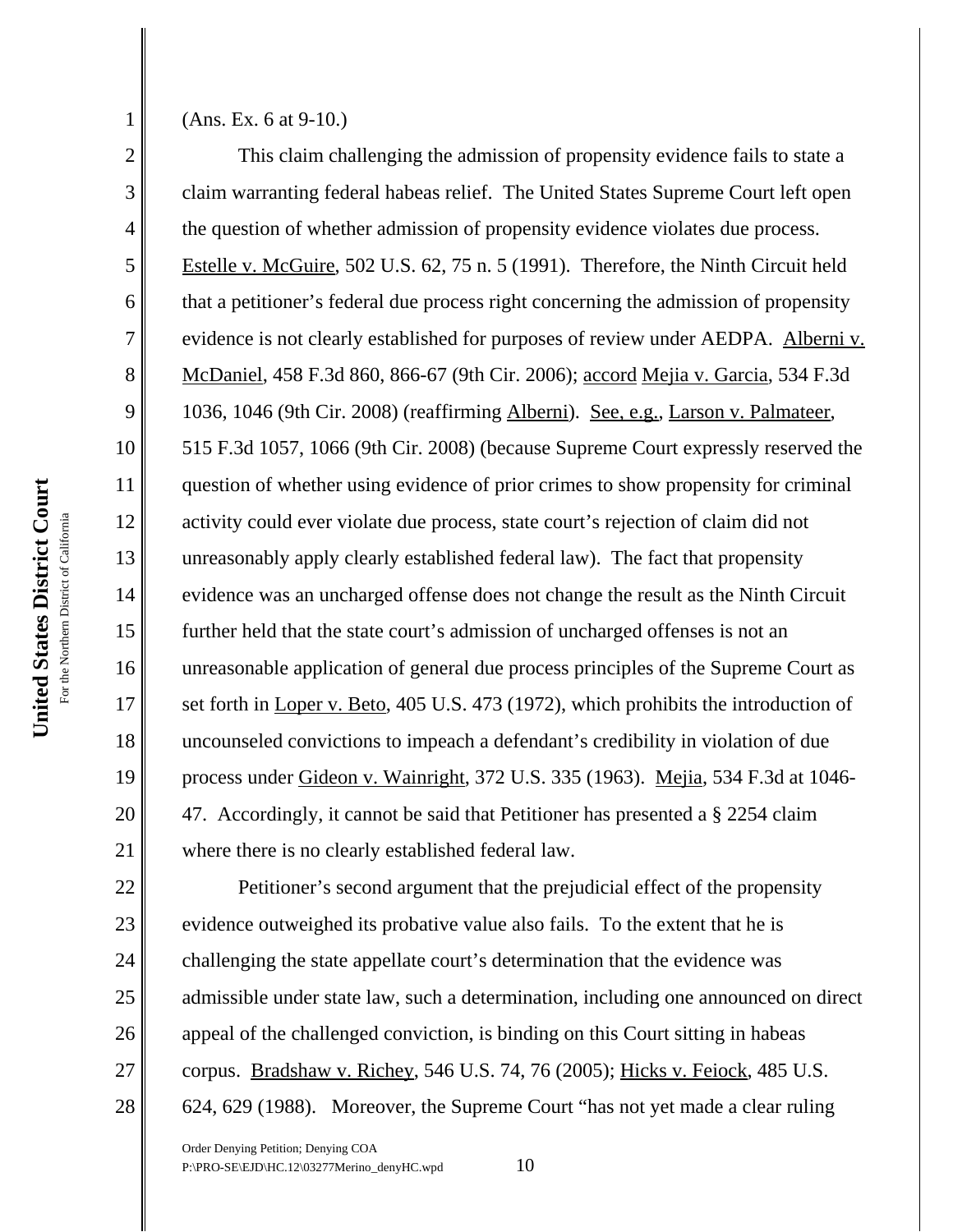(Ans. Ex. 6 at 9-10.)

This claim challenging the admission of propensity evidence fails to state a claim warranting federal habeas relief. The United States Supreme Court left open the question of whether admission of propensity evidence violates due process. Estelle v. McGuire, 502 U.S. 62, 75 n. 5 (1991). Therefore, the Ninth Circuit held that a petitioner's federal due process right concerning the admission of propensity evidence is not clearly established for purposes of review under AEDPA. Alberni v. McDaniel, 458 F.3d 860, 866-67 (9th Cir. 2006); accord Mejia v. Garcia, 534 F.3d 1036, 1046 (9th Cir. 2008) (reaffirming Alberni). See, e.g., Larson v. Palmateer, 515 F.3d 1057, 1066 (9th Cir. 2008) (because Supreme Court expressly reserved the question of whether using evidence of prior crimes to show propensity for criminal activity could ever violate due process, state court's rejection of claim did not unreasonably apply clearly established federal law). The fact that propensity evidence was an uncharged offense does not change the result as the Ninth Circuit further held that the state court's admission of uncharged offenses is not an unreasonable application of general due process principles of the Supreme Court as set forth in Loper v. Beto, 405 U.S. 473 (1972), which prohibits the introduction of uncounseled convictions to impeach a defendant's credibility in violation of due process under Gideon v. Wainright, 372 U.S. 335 (1963). Mejia, 534 F.3d at 1046-47. Accordingly, it cannot be said that Petitioner has presented a § 2254 claim where there is no clearly established federal law.

Petitioner's second argument that the prejudicial effect of the propensity evidence outweighed its probative value also fails. To the extent that he is challenging the state appellate court's determination that the evidence was admissible under state law, such a determination, including one announced on direct appeal of the challenged conviction, is binding on this Court sitting in habeas corpus. Bradshaw v. Richey, 546 U.S. 74, 76 (2005); Hicks v. Feiock, 485 U.S. 624, 629 (1988). Moreover, the Supreme Court "has not yet made a clear ruling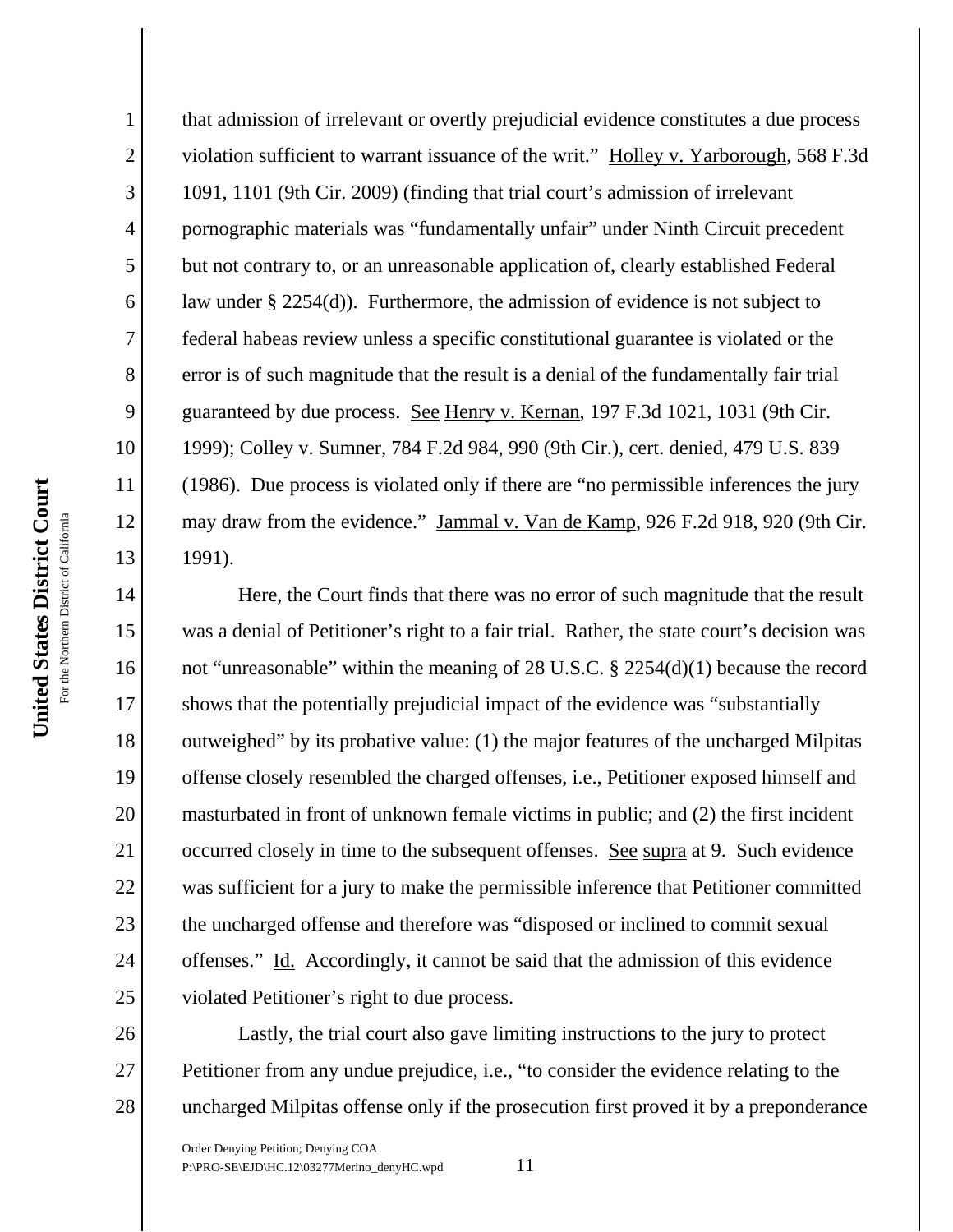that admission of irrelevant or overtly prejudicial evidence constitutes a due process violation sufficient to warrant issuance of the writ." Holley v. Yarborough, 568 F.3d 1091, 1101 (9th Cir. 2009) (finding that trial court's admission of irrelevant pornographic materials was "fundamentally unfair" under Ninth Circuit precedent but not contrary to, or an unreasonable application of, clearly established Federal law under § 2254(d)). Furthermore, the admission of evidence is not subject to federal habeas review unless a specific constitutional guarantee is violated or the error is of such magnitude that the result is a denial of the fundamentally fair trial guaranteed by due process. See Henry v. Kernan, 197 F.3d 1021, 1031 (9th Cir. 1999); Colley v. Sumner, 784 F.2d 984, 990 (9th Cir.), cert. denied, 479 U.S. 839 (1986). Due process is violated only if there are "no permissible inferences the jury may draw from the evidence." Jammal v. Van de Kamp, 926 F.2d 918, 920 (9th Cir. 1991).

Here, the Court finds that there was no error of such magnitude that the result was a denial of Petitioner's right to a fair trial. Rather, the state court's decision was not "unreasonable" within the meaning of 28 U.S.C. § 2254(d)(1) because the record shows that the potentially prejudicial impact of the evidence was "substantially outweighed" by its probative value: (1) the major features of the uncharged Milpitas offense closely resembled the charged offenses, i.e., Petitioner exposed himself and masturbated in front of unknown female victims in public; and (2) the first incident occurred closely in time to the subsequent offenses. See supra at 9. Such evidence was sufficient for a jury to make the permissible inference that Petitioner committed the uncharged offense and therefore was "disposed or inclined to commit sexual offenses." Id. Accordingly, it cannot be said that the admission of this evidence violated Petitioner's right to due process.

Lastly, the trial court also gave limiting instructions to the jury to protect Petitioner from any undue prejudice, i.e., "to consider the evidence relating to the uncharged Milpitas offense only if the prosecution first proved it by a preponderance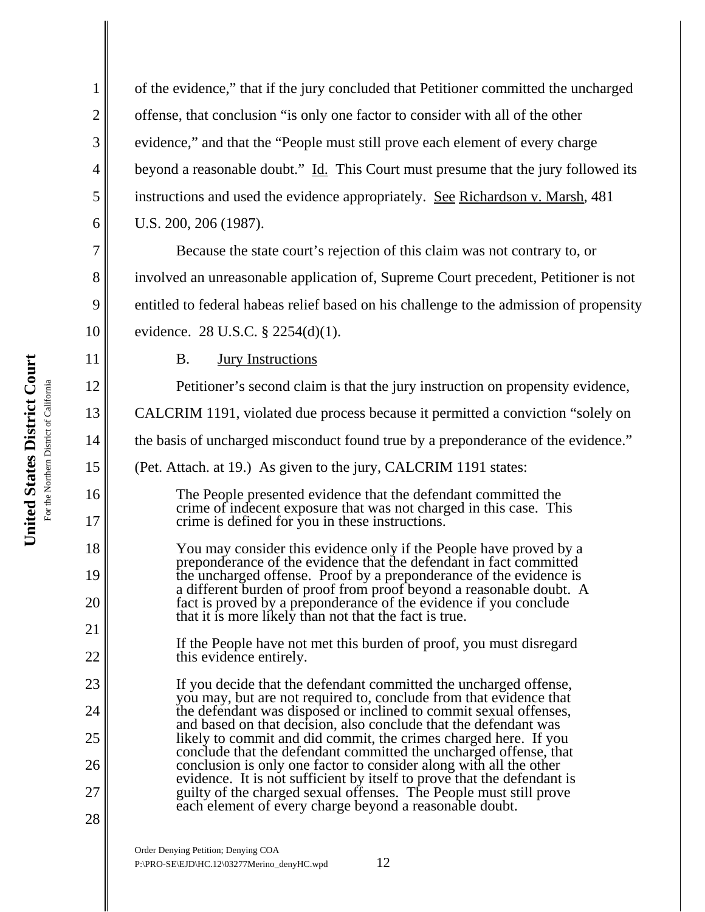of the evidence," that if the jury concluded that Petitioner committed the uncharged offense, that conclusion "is only one factor to consider with all of the other evidence," and that the "People must still prove each element of every charge beyond a reasonable doubt." Id. This Court must presume that the jury followed its instructions and used the evidence appropriately. See Richardson v. Marsh, 481 U.S. 200, 206 (1987).

Because the state court's rejection of this claim was not contrary to, or involved an unreasonable application of, Supreme Court precedent, Petitioner is not entitled to federal habeas relief based on his challenge to the admission of propensity evidence. 28 U.S.C. § 2254(d)(1).

### B. Jury Instructions

Petitioner's second claim is that the jury instruction on propensity evidence, CALCRIM 1191, violated due process because it permitted a conviction "solely on the basis of uncharged misconduct found true by a preponderance of the evidence." (Pet. Attach. at 19.) As given to the jury, CALCRIM 1191 states:

> The People presented evidence that the defendant committed the crime of indecent exposure that was not charged in this case. This crime is defined for you in these instructions.
>
> You may consider this evidence only if the People have proved by a preponderance of the evidence that the defendant in fact committed the uncharged offense. Proof by a preponderance of the evidence is a different burden of proof from proof beyond a reasonable doubt. A fact is proved by a preponderance of the evidence if you conclude that it is more likely than not that the fact is true.
>
> If the People have not met this burden of proof, you must disregard this evidence entirely.
>
> If you decide that the defendant committed the uncharged offense, you may, but are not required to, conclude from that evidence that the defendant was disposed or inclined to commit sexual offenses, and based on that decision, also conclude that the defendant was likely to commit and did commit, the crimes charged here. If you conclude that the defendant committed the uncharged offense, that conclusion is only one factor to consider along with all the other evidence. It is not sufficient by itself to prove that the defendant is guilty of the charged sexual offenses. The People must still prove each element of every charge beyond a reasonable doubt.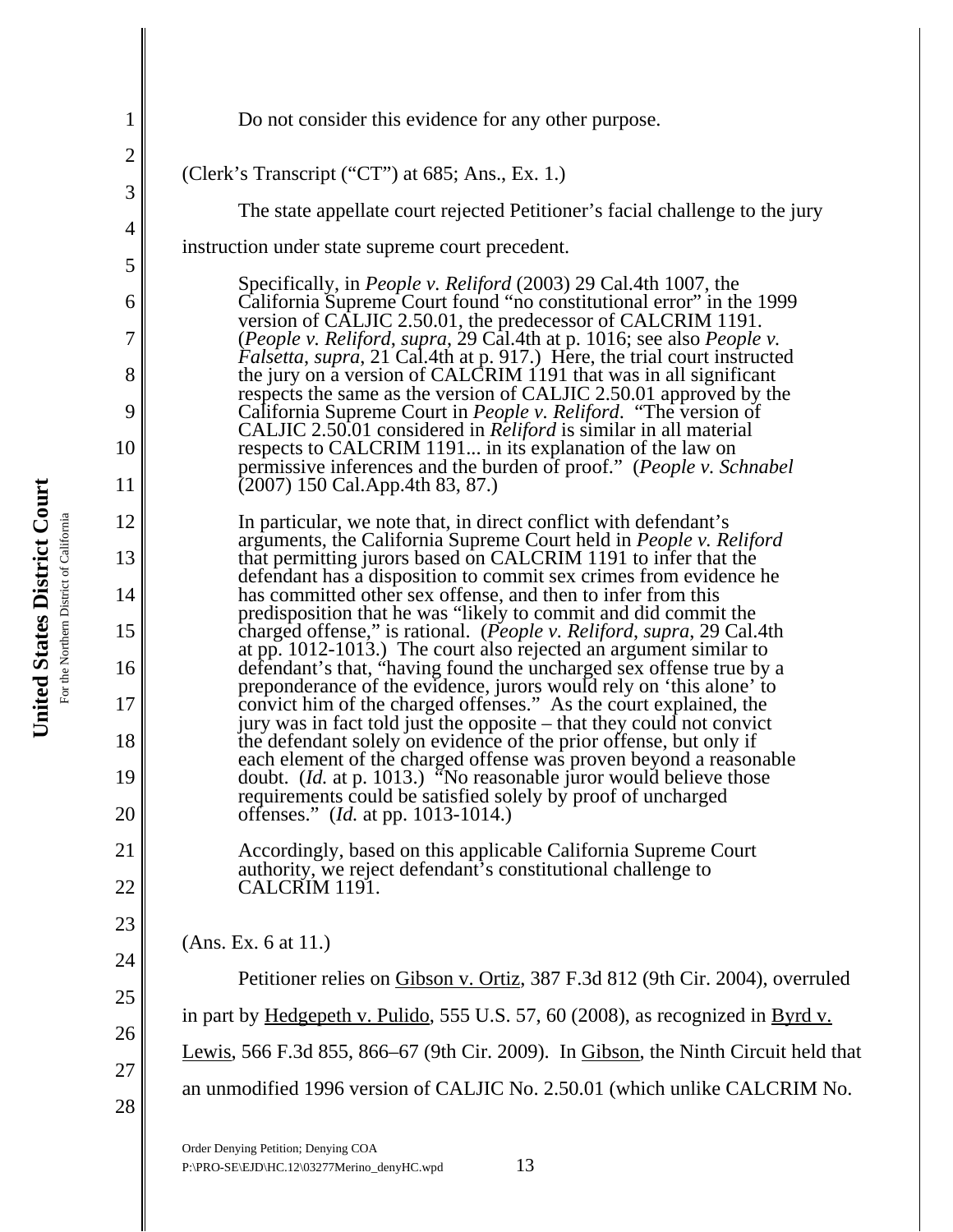Do not consider this evidence for any other purpose.

(Clerk's Transcript ("CT") at 685; Ans., Ex. 1.)

The state appellate court rejected Petitioner's facial challenge to the jury instruction under state supreme court precedent.

> Specifically, in *People v. Reliford* (2003) 29 Cal.4th 1007, the California Supreme Court found "no constitutional error" in the 1999 version of CALJIC 2.50.01, the predecessor of CALCRIM 1191. (*People v. Reliford*, *supra*, 29 Cal.4th at p. 1016; see also *People v. Falsetta*, *supra*, 21 Cal.4th at p. 917.) Here, the trial court instructed the jury on a version of CALCRIM 1191 that was in all significant respects the same as the version of CALJIC 2.50.01 approved by the California Supreme Court in *People v. Reliford*. "The version of CALJIC 2.50.01 considered in *Reliford* is similar in all material respects to CALCRIM 1191... in its explanation of the law on permissive inferences and the burden of proof." (*People v. Schnabel* (2007) 150 Cal.App.4th 83, 87.)
>
> In particular, we note that, in direct conflict with defendant's arguments, the California Supreme Court held in *People v. Reliford* that permitting jurors based on CALCRIM 1191 to infer that the defendant has a disposition to commit sex crimes from evidence he has committed other sex offense, and then to infer from this predisposition that he was "likely to commit and did commit the charged offense," is rational. (*People v. Reliford*, *supra*, 29 Cal.4th at pp. 1012-1013.) The court also rejected an argument similar to defendant's that, "having found the uncharged sex offense true by a preponderance of the evidence, jurors would rely on 'this alone' to convict him of the charged offenses." As the court explained, the jury was in fact told just the opposite – that they could not convict the defendant solely on evidence of the prior offense, but only if each element of the charged offense was proven beyond a reasonable doubt. (*Id.* at p. 1013.) "No reasonable juror would believe those requirements could be satisfied solely by proof of uncharged offenses." (*Id.* at pp. 1013-1014.)
>
> Accordingly, based on this applicable California Supreme Court authority, we reject defendant's constitutional challenge to CALCRIM 1191.

(Ans. Ex. 6 at 11.)

Petitioner relies on Gibson v. Ortiz, 387 F.3d 812 (9th Cir. 2004), overruled in part by Hedgepeth v. Pulido, 555 U.S. 57, 60 (2008), as recognized in Byrd v. Lewis, 566 F.3d 855, 866–67 (9th Cir. 2009). In Gibson, the Ninth Circuit held that an unmodified 1996 version of CALJIC No. 2.50.01 (which unlike CALCRIM No.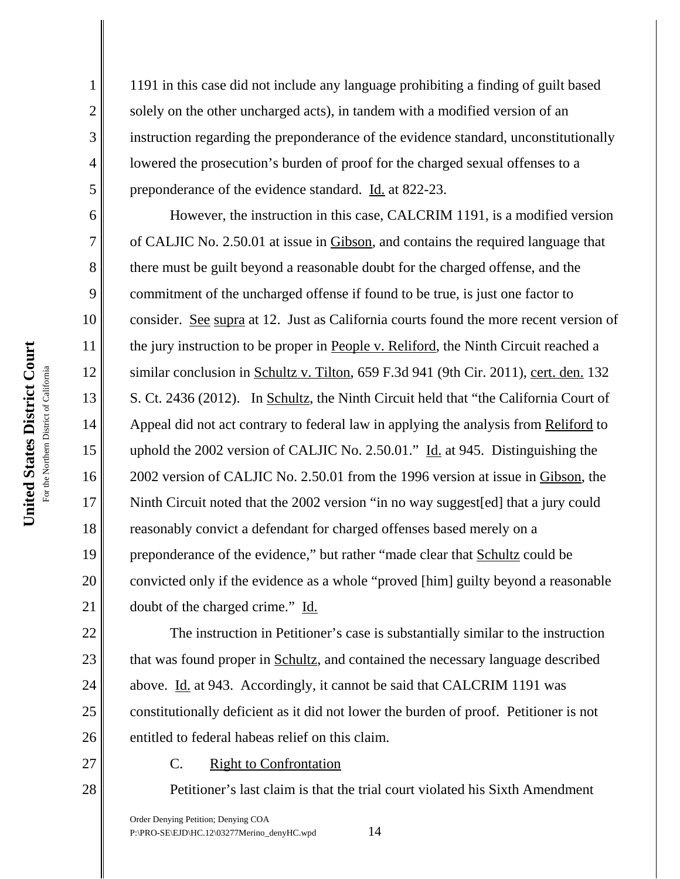1191 in this case did not include any language prohibiting a finding of guilt based solely on the other uncharged acts), in tandem with a modified version of an instruction regarding the preponderance of the evidence standard, unconstitutionally lowered the prosecution's burden of proof for the charged sexual offenses to a preponderance of the evidence standard. Id. at 822-23.

However, the instruction in this case, CALCRIM 1191, is a modified version of CALJIC No. 2.50.01 at issue in Gibson, and contains the required language that there must be guilt beyond a reasonable doubt for the charged offense, and the commitment of the uncharged offense if found to be true, is just one factor to consider. See supra at 12. Just as California courts found the more recent version of the jury instruction to be proper in People v. Reliford, the Ninth Circuit reached a similar conclusion in Schultz v. Tilton, 659 F.3d 941 (9th Cir. 2011), cert. den. 132 S. Ct. 2436 (2012). In Schultz, the Ninth Circuit held that "the California Court of Appeal did not act contrary to federal law in applying the analysis from Reliford to uphold the 2002 version of CALJIC No. 2.50.01." Id. at 945. Distinguishing the 2002 version of CALJIC No. 2.50.01 from the 1996 version at issue in Gibson, the Ninth Circuit noted that the 2002 version "in no way suggest[ed] that a jury could reasonably convict a defendant for charged offenses based merely on a preponderance of the evidence," but rather "made clear that Schultz could be convicted only if the evidence as a whole "proved [him] guilty beyond a reasonable doubt of the charged crime." Id.

The instruction in Petitioner's case is substantially similar to the instruction that was found proper in Schultz, and contained the necessary language described above. Id. at 943. Accordingly, it cannot be said that CALCRIM 1191 was constitutionally deficient as it did not lower the burden of proof. Petitioner is not entitled to federal habeas relief on this claim.

C. Right to Confrontation

Petitioner's last claim is that the trial court violated his Sixth Amendment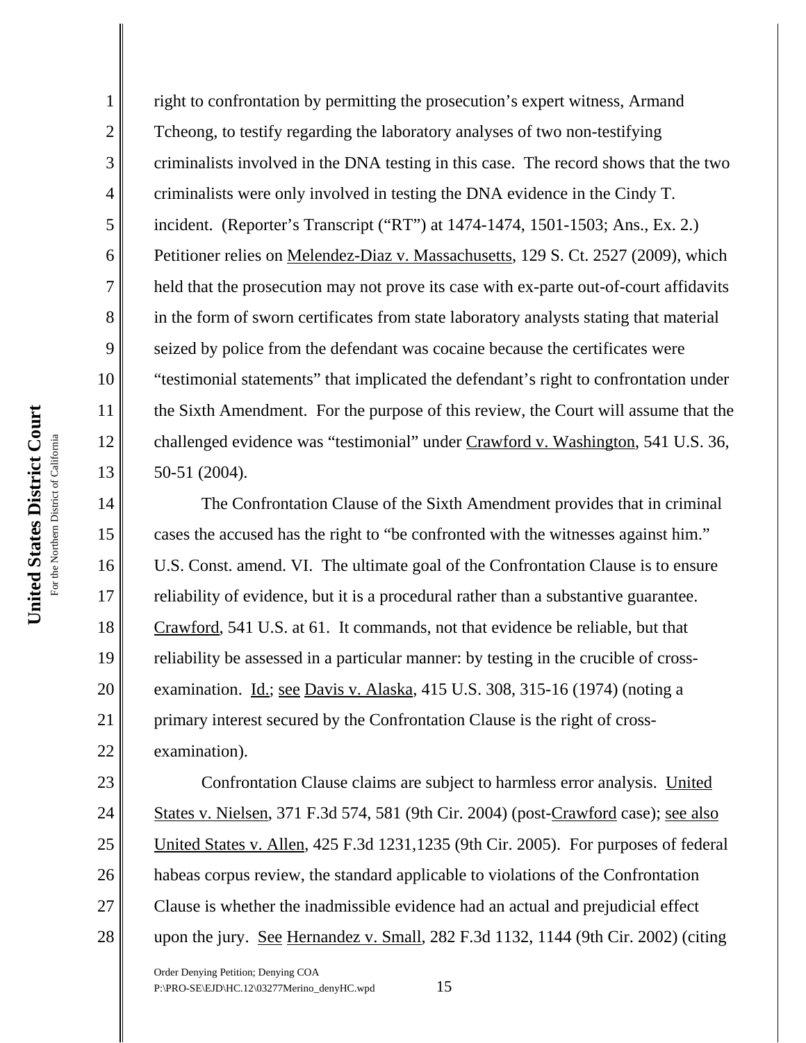right to confrontation by permitting the prosecution's expert witness, Armand Tcheong, to testify regarding the laboratory analyses of two non-testifying criminalists involved in the DNA testing in this case. The record shows that the two criminalists were only involved in testing the DNA evidence in the Cindy T. incident. (Reporter's Transcript ("RT") at 1474-1474, 1501-1503; Ans., Ex. 2.) Petitioner relies on Melendez-Diaz v. Massachusetts, 129 S. Ct. 2527 (2009), which held that the prosecution may not prove its case with ex-parte out-of-court affidavits in the form of sworn certificates from state laboratory analysts stating that material seized by police from the defendant was cocaine because the certificates were "testimonial statements" that implicated the defendant's right to confrontation under the Sixth Amendment. For the purpose of this review, the Court will assume that the challenged evidence was "testimonial" under Crawford v. Washington, 541 U.S. 36, 50-51 (2004).

The Confrontation Clause of the Sixth Amendment provides that in criminal cases the accused has the right to "be confronted with the witnesses against him." U.S. Const. amend. VI. The ultimate goal of the Confrontation Clause is to ensure reliability of evidence, but it is a procedural rather than a substantive guarantee. Crawford, 541 U.S. at 61. It commands, not that evidence be reliable, but that reliability be assessed in a particular manner: by testing in the crucible of cross-examination. Id.; see Davis v. Alaska, 415 U.S. 308, 315-16 (1974) (noting a primary interest secured by the Confrontation Clause is the right of cross-examination).

Confrontation Clause claims are subject to harmless error analysis. United States v. Nielsen, 371 F.3d 574, 581 (9th Cir. 2004) (post-Crawford case); see also United States v. Allen, 425 F.3d 1231,1235 (9th Cir. 2005). For purposes of federal habeas corpus review, the standard applicable to violations of the Confrontation Clause is whether the inadmissible evidence had an actual and prejudicial effect upon the jury. See Hernandez v. Small, 282 F.3d 1132, 1144 (9th Cir. 2002) (citing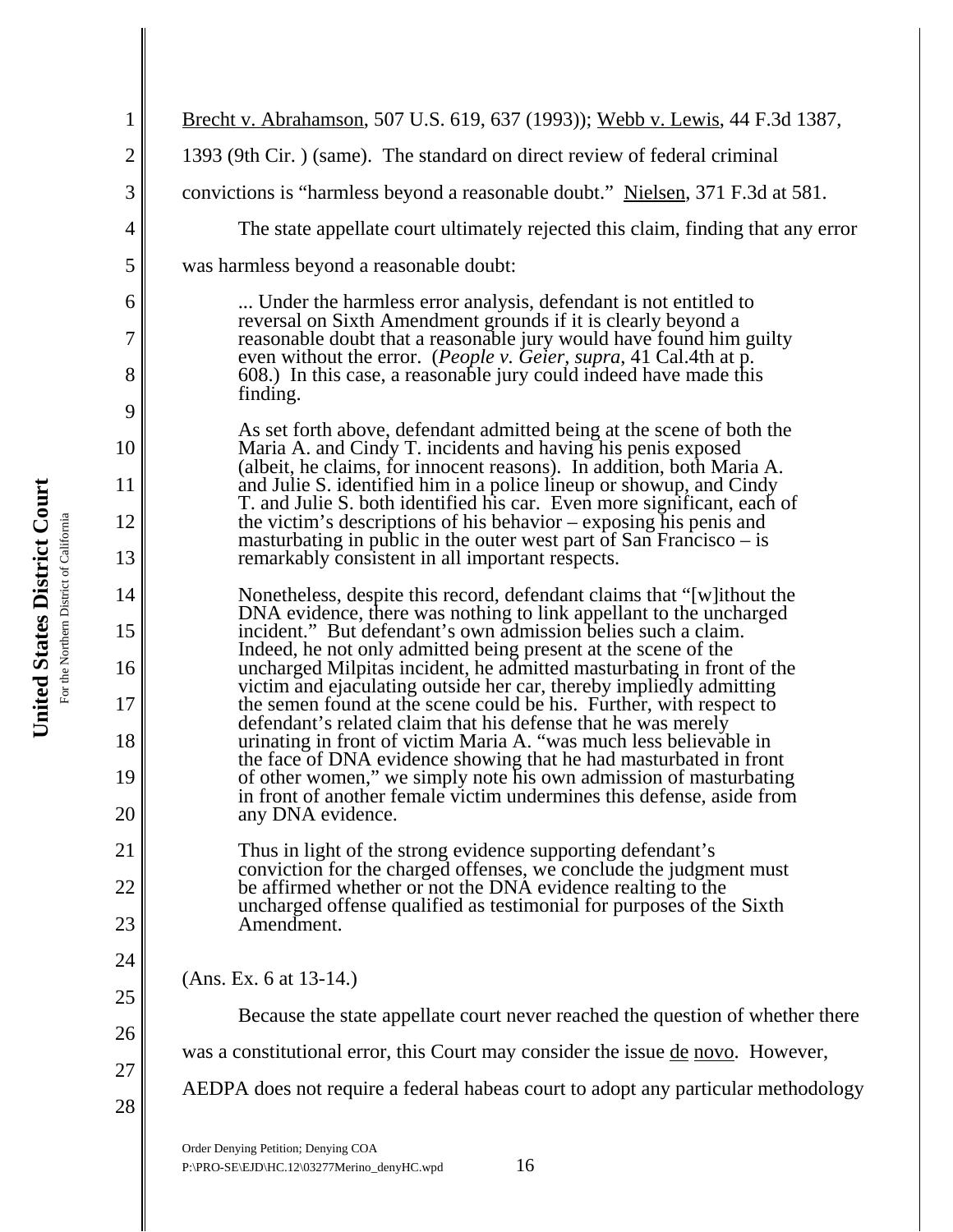Brecht v. Abrahamson, 507 U.S. 619, 637 (1993)); Webb v. Lewis, 44 F.3d 1387, 1393 (9th Cir. ) (same). The standard on direct review of federal criminal convictions is "harmless beyond a reasonable doubt." Nielsen, 371 F.3d at 581.

The state appellate court ultimately rejected this claim, finding that any error was harmless beyond a reasonable doubt:

> ... Under the harmless error analysis, defendant is not entitled to reversal on Sixth Amendment grounds if it is clearly beyond a reasonable doubt that a reasonable jury would have found him guilty even without the error. (*People v. Geier*, *supra*, 41 Cal.4th at p. 608.) In this case, a reasonable jury could indeed have made this finding.
>
> As set forth above, defendant admitted being at the scene of both the Maria A. and Cindy T. incidents and having his penis exposed (albeit, he claims, for innocent reasons). In addition, both Maria A. and Julie S. identified him in a police lineup or showup, and Cindy T. and Julie S. both identified his car. Even more significant, each of the victim's descriptions of his behavior – exposing his penis and masturbating in public in the outer west part of San Francisco – is remarkably consistent in all important respects.
>
> Nonetheless, despite this record, defendant claims that "[w]ithout the DNA evidence, there was nothing to link appellant to the uncharged incident." But defendant's own admission belies such a claim. Indeed, he not only admitted being present at the scene of the uncharged Milpitas incident, he admitted masturbating in front of the victim and ejaculating outside her car, thereby impliedly admitting the semen found at the scene could be his. Further, with respect to defendant's related claim that his defense that he was merely urinating in front of victim Maria A. "was much less believable in the face of DNA evidence showing that he had masturbated in front of other women," we simply note his own admission of masturbating in front of another female victim undermines this defense, aside from any DNA evidence.
>
> Thus in light of the strong evidence supporting defendant's conviction for the charged offenses, we conclude the judgment must be affirmed whether or not the DNA evidence realting to the uncharged offense qualified as testimonial for purposes of the Sixth Amendment.

(Ans. Ex. 6 at 13-14.)

Because the state appellate court never reached the question of whether there was a constitutional error, this Court may consider the issue de novo. However, AEDPA does not require a federal habeas court to adopt any particular methodology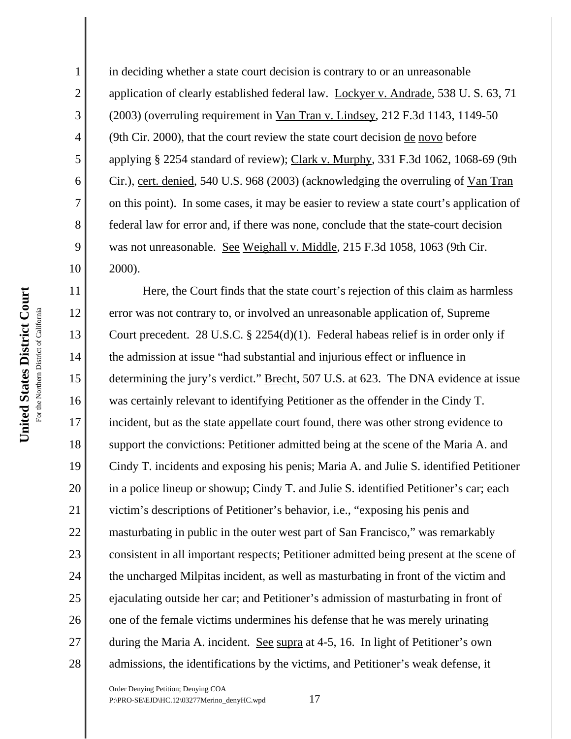in deciding whether a state court decision is contrary to or an unreasonable application of clearly established federal law. Lockyer v. Andrade, 538 U. S. 63, 71 (2003) (overruling requirement in Van Tran v. Lindsey, 212 F.3d 1143, 1149-50 (9th Cir. 2000), that the court review the state court decision de novo before applying § 2254 standard of review); Clark v. Murphy, 331 F.3d 1062, 1068-69 (9th Cir.), cert. denied, 540 U.S. 968 (2003) (acknowledging the overruling of Van Tran on this point). In some cases, it may be easier to review a state court's application of federal law for error and, if there was none, conclude that the state-court decision was not unreasonable. See Weighall v. Middle, 215 F.3d 1058, 1063 (9th Cir. 2000).

Here, the Court finds that the state court's rejection of this claim as harmless error was not contrary to, or involved an unreasonable application of, Supreme Court precedent. 28 U.S.C. § 2254(d)(1). Federal habeas relief is in order only if the admission at issue "had substantial and injurious effect or influence in determining the jury's verdict." Brecht, 507 U.S. at 623. The DNA evidence at issue was certainly relevant to identifying Petitioner as the offender in the Cindy T. incident, but as the state appellate court found, there was other strong evidence to support the convictions: Petitioner admitted being at the scene of the Maria A. and Cindy T. incidents and exposing his penis; Maria A. and Julie S. identified Petitioner in a police lineup or showup; Cindy T. and Julie S. identified Petitioner's car; each victim's descriptions of Petitioner's behavior, i.e., "exposing his penis and masturbating in public in the outer west part of San Francisco," was remarkably consistent in all important respects; Petitioner admitted being present at the scene of the uncharged Milpitas incident, as well as masturbating in front of the victim and ejaculating outside her car; and Petitioner's admission of masturbating in front of one of the female victims undermines his defense that he was merely urinating during the Maria A. incident. See supra at 4-5, 16. In light of Petitioner's own admissions, the identifications by the victims, and Petitioner's weak defense, it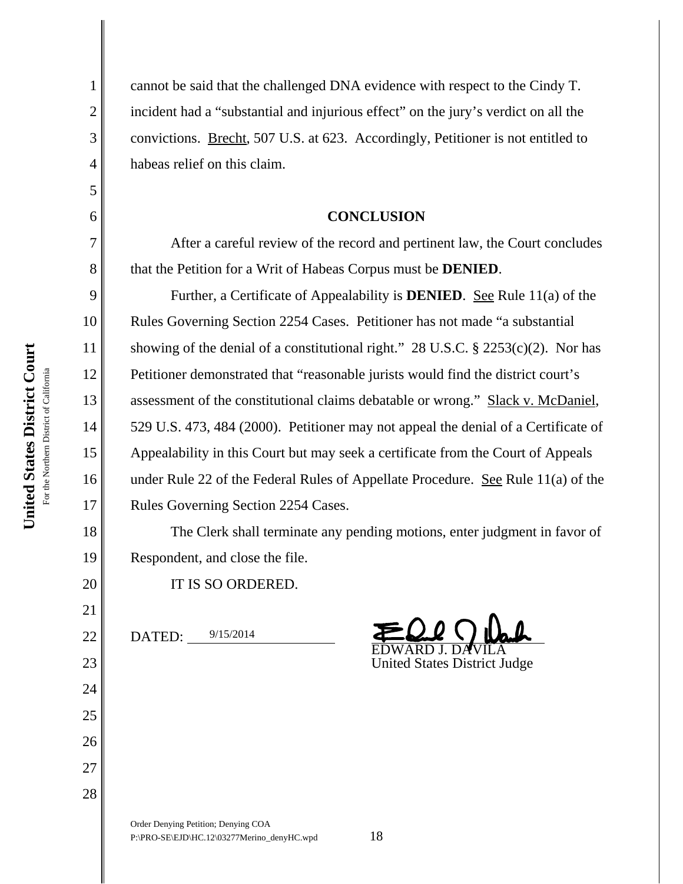cannot be said that the challenged DNA evidence with respect to the Cindy T. incident had a "substantial and injurious effect" on the jury's verdict on all the convictions. Brecht, 507 U.S. at 623. Accordingly, Petitioner is not entitled to habeas relief on this claim.

## CONCLUSION

After a careful review of the record and pertinent law, the Court concludes that the Petition for a Writ of Habeas Corpus must be **DENIED**.

Further, a Certificate of Appealability is **DENIED**. See Rule 11(a) of the Rules Governing Section 2254 Cases. Petitioner has not made "a substantial showing of the denial of a constitutional right." 28 U.S.C. § 2253(c)(2). Nor has Petitioner demonstrated that "reasonable jurists would find the district court's assessment of the constitutional claims debatable or wrong." Slack v. McDaniel, 529 U.S. 473, 484 (2000). Petitioner may not appeal the denial of a Certificate of Appealability in this Court but may seek a certificate from the Court of Appeals under Rule 22 of the Federal Rules of Appellate Procedure. See Rule 11(a) of the Rules Governing Section 2254 Cases.

The Clerk shall terminate any pending motions, enter judgment in favor of Respondent, and close the file.

IT IS SO ORDERED.

DATED: 9/15/2014

EDWARD J. DAVILA
United States District Judge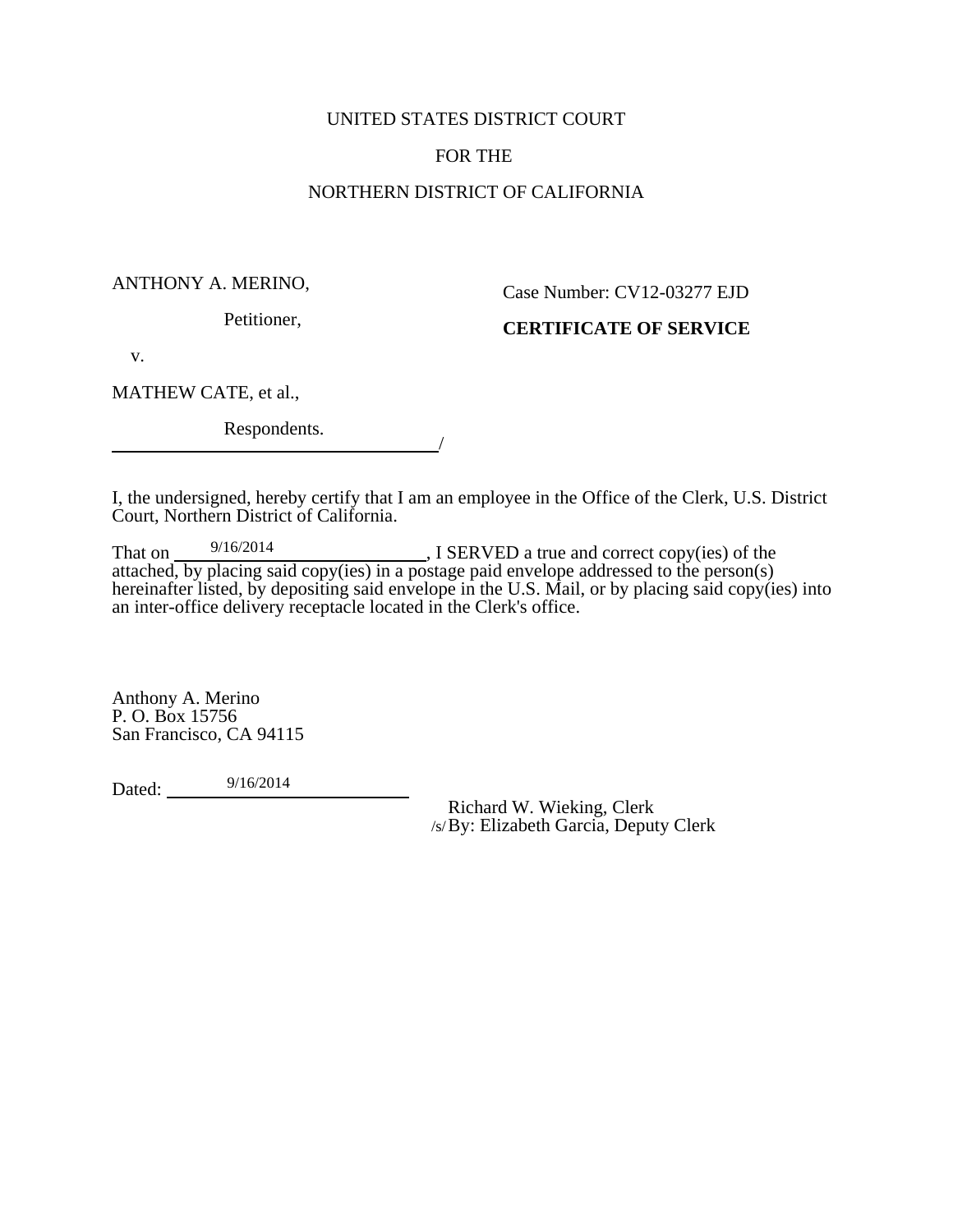UNITED STATES DISTRICT COURT

FOR THE

NORTHERN DISTRICT OF CALIFORNIA

ANTHONY A. MERINO,

Petitioner,

v.

MATHEW CATE, et al.,

Respondents.
\_\_\_\_\_\_\_\_\_\_\_\_\_\_\_\_\_\_\_\_\_\_\_\_\_\_\_\_\_\_\_\_\_\_\_\_\_\_/

Case Number: CV12-03277 EJD

**CERTIFICATE OF SERVICE**

I, the undersigned, hereby certify that I am an employee in the Office of the Clerk, U.S. District Court, Northern District of California.

That on 9/16/2014, I SERVED a true and correct copy(ies) of the attached, by placing said copy(ies) in a postage paid envelope addressed to the person(s) hereinafter listed, by depositing said envelope in the U.S. Mail, or by placing said copy(ies) into an inter-office delivery receptacle located in the Clerk's office.

Anthony A. Merino
P. O. Box 15756
San Francisco, CA 94115

Dated: 9/16/2014

Richard W. Wieking, Clerk
/s/ By: Elizabeth Garcia, Deputy Clerk